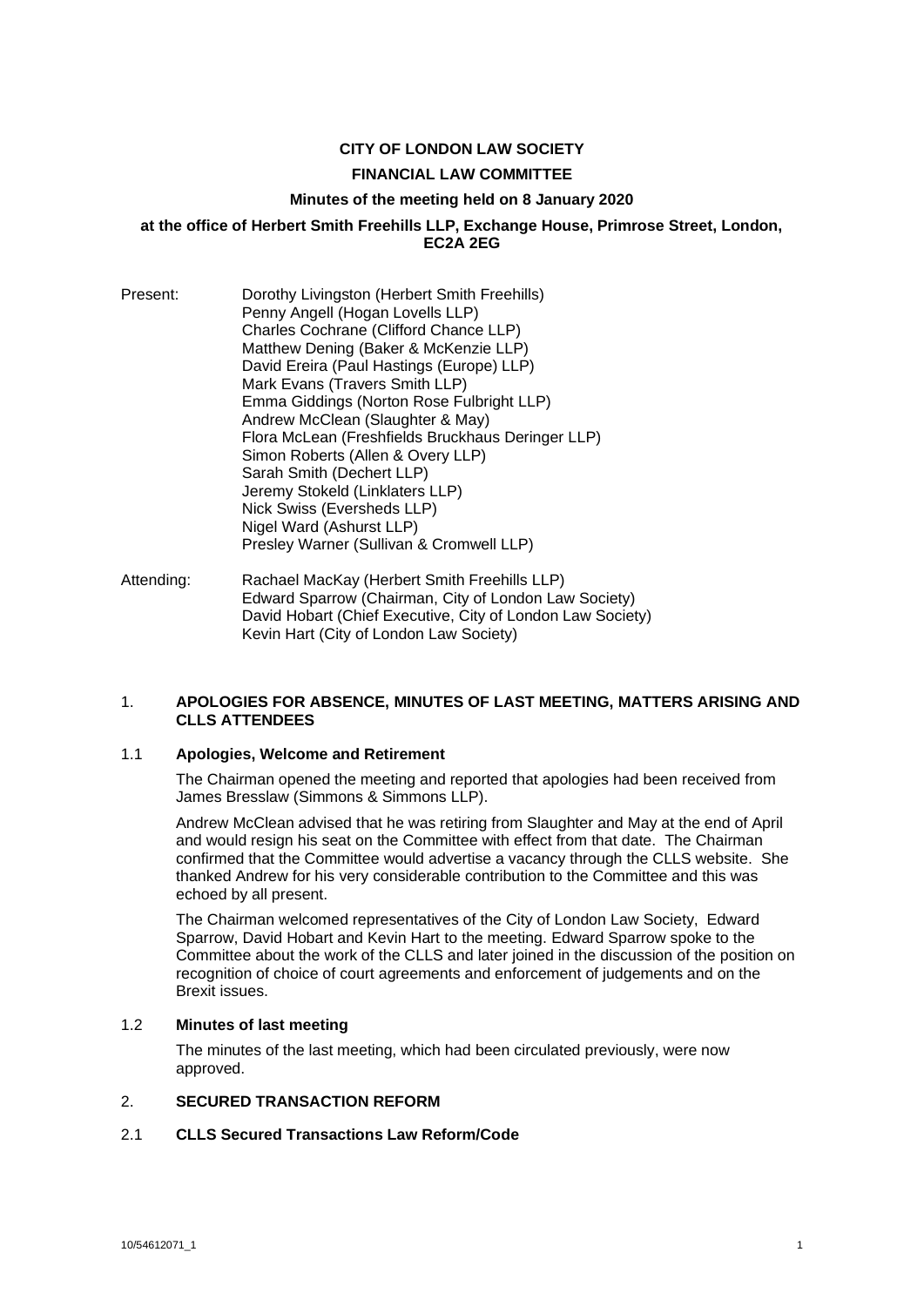**CITY OF LONDON LAW SOCIETY**

**FINANCIAL LAW COMMITTEE**

**Minutes of the meeting held on 8 January 2020**

**at the office of Herbert Smith Freehills LLP, Exchange House, Primrose Street, London, EC2A 2EG**

Present:
Dorothy Livingston (Herbert Smith Freehills)
Penny Angell (Hogan Lovells LLP)
Charles Cochrane (Clifford Chance LLP)
Matthew Dening (Baker & McKenzie LLP)
David Ereira (Paul Hastings (Europe) LLP)
Mark Evans (Travers Smith LLP)
Emma Giddings (Norton Rose Fulbright LLP)
Andrew McClean (Slaughter & May)
Flora McLean (Freshfields Bruckhaus Deringer LLP)
Simon Roberts (Allen & Overy LLP)
Sarah Smith (Dechert LLP)
Jeremy Stokeld (Linklaters LLP)
Nick Swiss (Eversheds LLP)
Nigel Ward (Ashurst LLP)
Presley Warner (Sullivan & Cromwell LLP)

Attending:
Rachael MacKay (Herbert Smith Freehills LLP)
Edward Sparrow (Chairman, City of London Law Society)
David Hobart (Chief Executive, City of London Law Society)
Kevin Hart (City of London Law Society)

## 1. APOLOGIES FOR ABSENCE, MINUTES OF LAST MEETING, MATTERS ARISING AND CLLS ATTENDEES

### 1.1 Apologies, Welcome and Retirement

The Chairman opened the meeting and reported that apologies had been received from James Bresslaw (Simmons & Simmons LLP).

Andrew McClean advised that he was retiring from Slaughter and May at the end of April and would resign his seat on the Committee with effect from that date. The Chairman confirmed that the Committee would advertise a vacancy through the CLLS website. She thanked Andrew for his very considerable contribution to the Committee and this was echoed by all present.

The Chairman welcomed representatives of the City of London Law Society, Edward Sparrow, David Hobart and Kevin Hart to the meeting. Edward Sparrow spoke to the Committee about the work of the CLLS and later joined in the discussion of the position on recognition of choice of court agreements and enforcement of judgements and on the Brexit issues.

### 1.2 Minutes of last meeting

The minutes of the last meeting, which had been circulated previously, were now approved.

## 2. SECURED TRANSACTION REFORM

### 2.1 CLLS Secured Transactions Law Reform/Code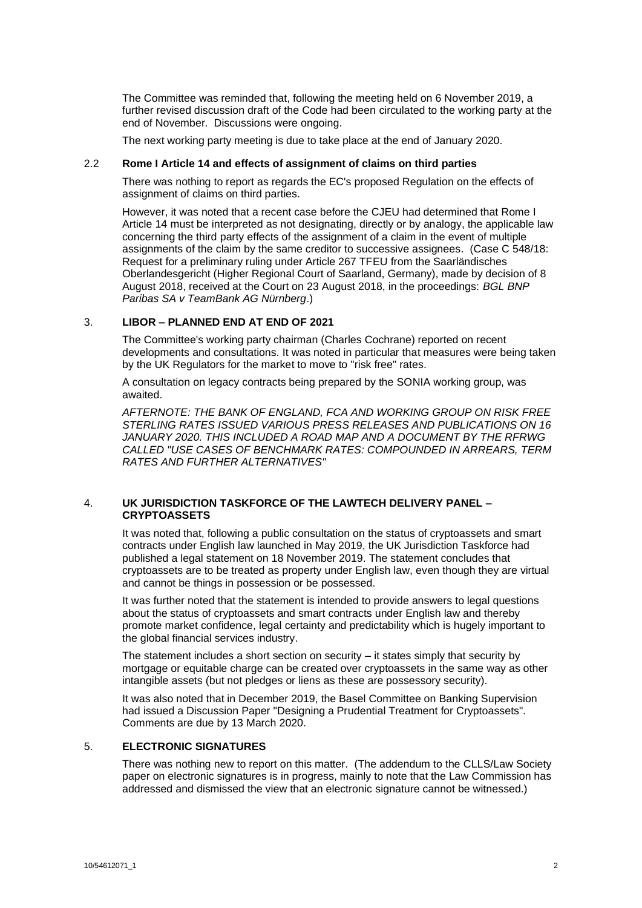The Committee was reminded that, following the meeting held on 6 November 2019, a further revised discussion draft of the Code had been circulated to the working party at the end of November. Discussions were ongoing.

The next working party meeting is due to take place at the end of January 2020.

### 2.2 Rome I Article 14 and effects of assignment of claims on third parties

There was nothing to report as regards the EC's proposed Regulation on the effects of assignment of claims on third parties.

However, it was noted that a recent case before the CJEU had determined that Rome I Article 14 must be interpreted as not designating, directly or by analogy, the applicable law concerning the third party effects of the assignment of a claim in the event of multiple assignments of the claim by the same creditor to successive assignees. (Case C 548/18: Request for a preliminary ruling under Article 267 TFEU from the Saarländisches Oberlandesgericht (Higher Regional Court of Saarland, Germany), made by decision of 8 August 2018, received at the Court on 23 August 2018, in the proceedings: *BGL BNP Paribas SA v TeamBank AG Nürnberg*.)

## 3. LIBOR – PLANNED END AT END OF 2021

The Committee's working party chairman (Charles Cochrane) reported on recent developments and consultations. It was noted in particular that measures were being taken by the UK Regulators for the market to move to "risk free" rates.

A consultation on legacy contracts being prepared by the SONIA working group, was awaited.

*AFTERNOTE: THE BANK OF ENGLAND, FCA AND WORKING GROUP ON RISK FREE STERLING RATES ISSUED VARIOUS PRESS RELEASES AND PUBLICATIONS ON 16 JANUARY 2020. THIS INCLUDED A ROAD MAP AND A DOCUMENT BY THE RFRWG CALLED "USE CASES OF BENCHMARK RATES: COMPOUNDED IN ARREARS, TERM RATES AND FURTHER ALTERNATIVES"*

## 4. UK JURISDICTION TASKFORCE OF THE LAWTECH DELIVERY PANEL – CRYPTOASSETS

It was noted that, following a public consultation on the status of cryptoassets and smart contracts under English law launched in May 2019, the UK Jurisdiction Taskforce had published a legal statement on 18 November 2019. The statement concludes that cryptoassets are to be treated as property under English law, even though they are virtual and cannot be things in possession or be possessed.

It was further noted that the statement is intended to provide answers to legal questions about the status of cryptoassets and smart contracts under English law and thereby promote market confidence, legal certainty and predictability which is hugely important to the global financial services industry.

The statement includes a short section on security – it states simply that security by mortgage or equitable charge can be created over cryptoassets in the same way as other intangible assets (but not pledges or liens as these are possessory security).

It was also noted that in December 2019, the Basel Committee on Banking Supervision had issued a Discussion Paper "Designing a Prudential Treatment for Cryptoassets". Comments are due by 13 March 2020.

## 5. ELECTRONIC SIGNATURES

There was nothing new to report on this matter. (The addendum to the CLLS/Law Society paper on electronic signatures is in progress, mainly to note that the Law Commission has addressed and dismissed the view that an electronic signature cannot be witnessed.)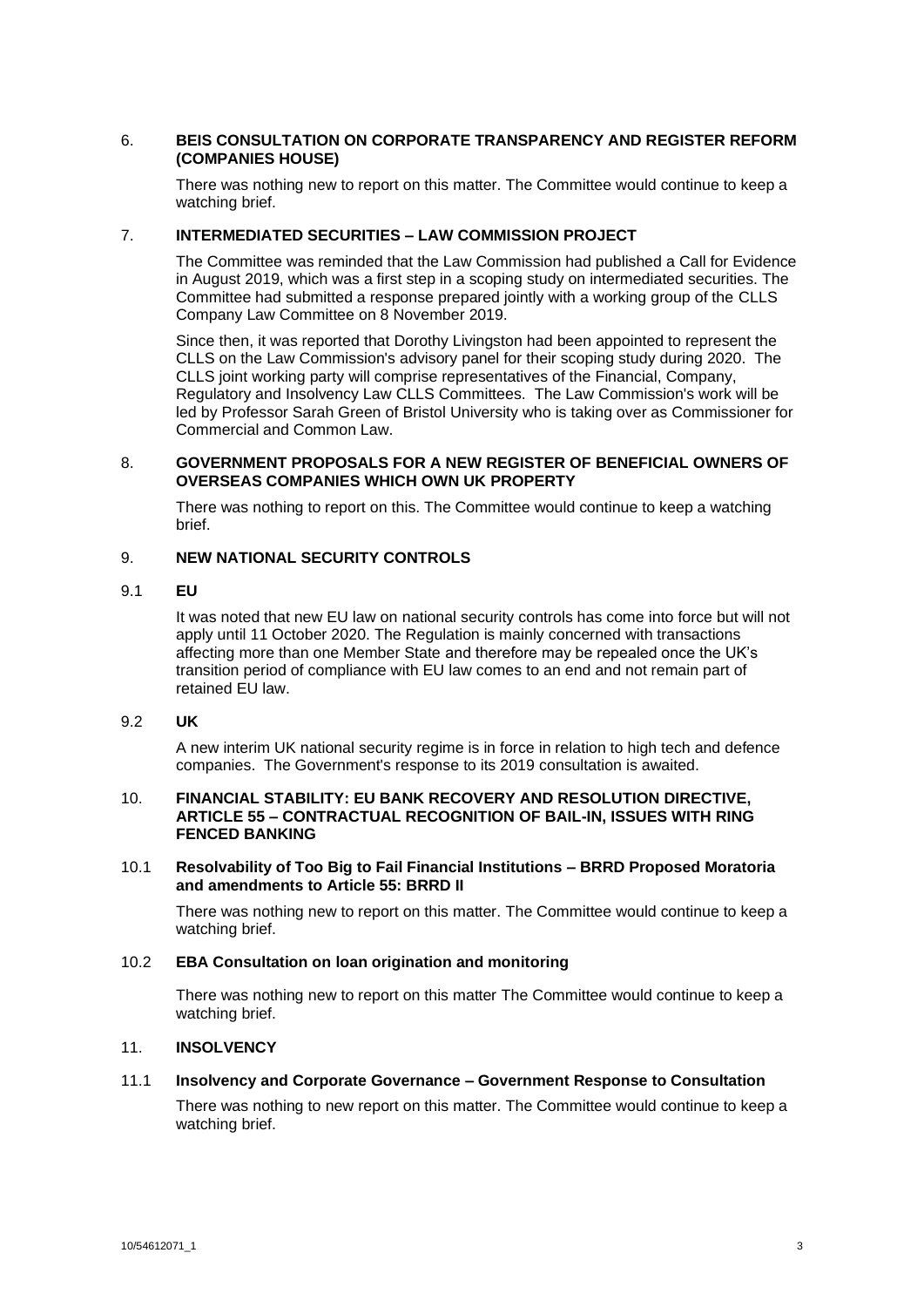## 6. BEIS CONSULTATION ON CORPORATE TRANSPARENCY AND REGISTER REFORM (COMPANIES HOUSE)

There was nothing new to report on this matter. The Committee would continue to keep a watching brief.

## 7. INTERMEDIATED SECURITIES – LAW COMMISSION PROJECT

The Committee was reminded that the Law Commission had published a Call for Evidence in August 2019, which was a first step in a scoping study on intermediated securities. The Committee had submitted a response prepared jointly with a working group of the CLLS Company Law Committee on 8 November 2019.

Since then, it was reported that Dorothy Livingston had been appointed to represent the CLLS on the Law Commission's advisory panel for their scoping study during 2020. The CLLS joint working party will comprise representatives of the Financial, Company, Regulatory and Insolvency Law CLLS Committees. The Law Commission's work will be led by Professor Sarah Green of Bristol University who is taking over as Commissioner for Commercial and Common Law.

## 8. GOVERNMENT PROPOSALS FOR A NEW REGISTER OF BENEFICIAL OWNERS OF OVERSEAS COMPANIES WHICH OWN UK PROPERTY

There was nothing to report on this. The Committee would continue to keep a watching brief.

## 9. NEW NATIONAL SECURITY CONTROLS

### 9.1 EU

It was noted that new EU law on national security controls has come into force but will not apply until 11 October 2020. The Regulation is mainly concerned with transactions affecting more than one Member State and therefore may be repealed once the UK's transition period of compliance with EU law comes to an end and not remain part of retained EU law.

### 9.2 UK

A new interim UK national security regime is in force in relation to high tech and defence companies. The Government's response to its 2019 consultation is awaited.

## 10. FINANCIAL STABILITY: EU BANK RECOVERY AND RESOLUTION DIRECTIVE, ARTICLE 55 – CONTRACTUAL RECOGNITION OF BAIL-IN, ISSUES WITH RING FENCED BANKING

### 10.1 Resolvability of Too Big to Fail Financial Institutions – BRRD Proposed Moratoria and amendments to Article 55: BRRD II

There was nothing new to report on this matter. The Committee would continue to keep a watching brief.

### 10.2 EBA Consultation on loan origination and monitoring

There was nothing new to report on this matter The Committee would continue to keep a watching brief.

## 11. INSOLVENCY

### 11.1 Insolvency and Corporate Governance – Government Response to Consultation

There was nothing to new report on this matter. The Committee would continue to keep a watching brief.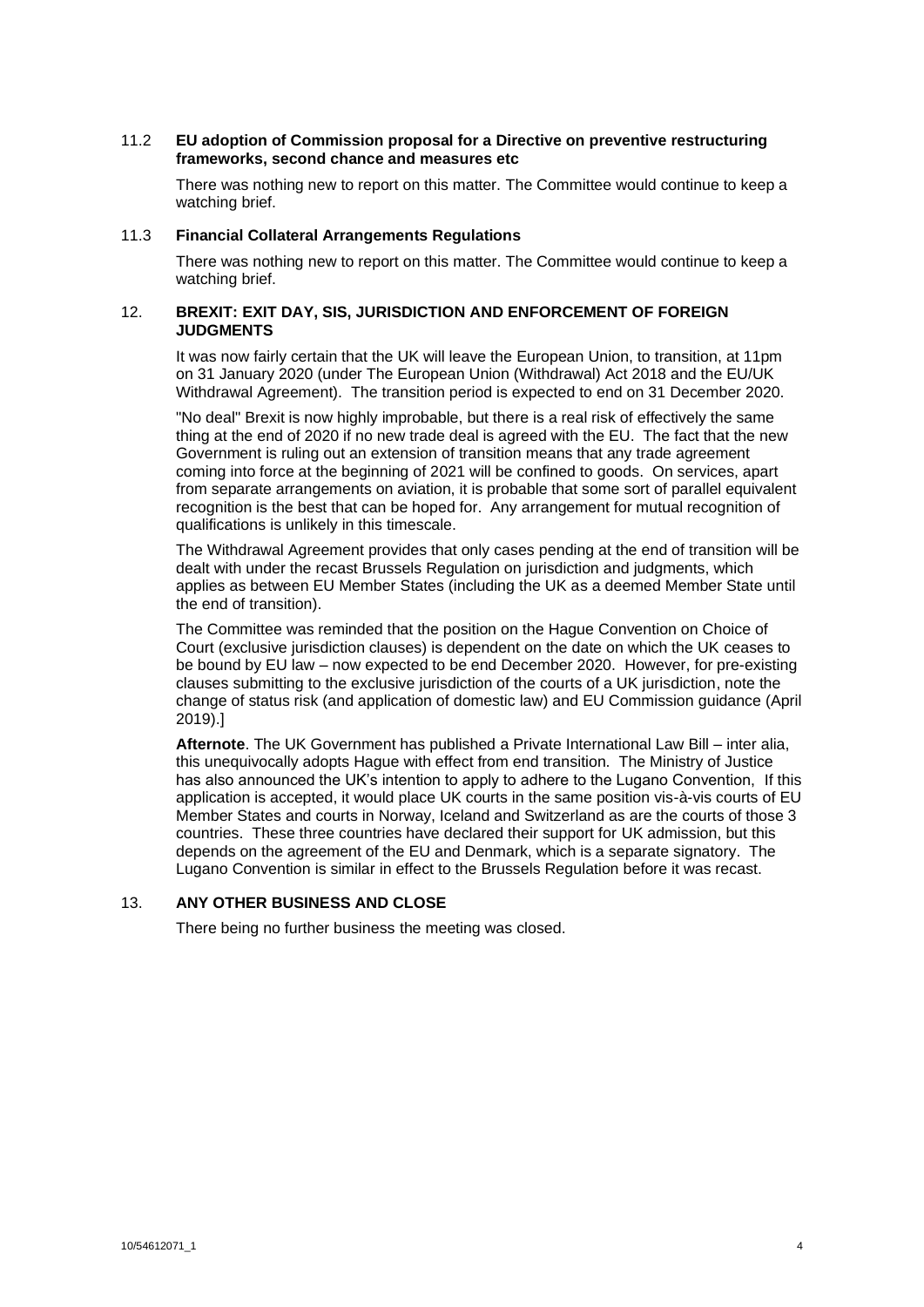### 11.2 **EU adoption of Commission proposal for a Directive on preventive restructuring frameworks, second chance and measures etc**

There was nothing new to report on this matter. The Committee would continue to keep a watching brief.

### 11.3 **Financial Collateral Arrangements Regulations**

There was nothing new to report on this matter. The Committee would continue to keep a watching brief.

## 12. **BREXIT: EXIT DAY, SIS, JURISDICTION AND ENFORCEMENT OF FOREIGN JUDGMENTS**

It was now fairly certain that the UK will leave the European Union, to transition, at 11pm on 31 January 2020 (under The European Union (Withdrawal) Act 2018 and the EU/UK Withdrawal Agreement). The transition period is expected to end on 31 December 2020.

"No deal" Brexit is now highly improbable, but there is a real risk of effectively the same thing at the end of 2020 if no new trade deal is agreed with the EU. The fact that the new Government is ruling out an extension of transition means that any trade agreement coming into force at the beginning of 2021 will be confined to goods. On services, apart from separate arrangements on aviation, it is probable that some sort of parallel equivalent recognition is the best that can be hoped for. Any arrangement for mutual recognition of qualifications is unlikely in this timescale.

The Withdrawal Agreement provides that only cases pending at the end of transition will be dealt with under the recast Brussels Regulation on jurisdiction and judgments, which applies as between EU Member States (including the UK as a deemed Member State until the end of transition).

The Committee was reminded that the position on the Hague Convention on Choice of Court (exclusive jurisdiction clauses) is dependent on the date on which the UK ceases to be bound by EU law – now expected to be end December 2020. However, for pre-existing clauses submitting to the exclusive jurisdiction of the courts of a UK jurisdiction, note the change of status risk (and application of domestic law) and EU Commission guidance (April 2019).]

**Afternote**. The UK Government has published a Private International Law Bill – inter alia, this unequivocally adopts Hague with effect from end transition. The Ministry of Justice has also announced the UK's intention to apply to adhere to the Lugano Convention, If this application is accepted, it would place UK courts in the same position vis-à-vis courts of EU Member States and courts in Norway, Iceland and Switzerland as are the courts of those 3 countries. These three countries have declared their support for UK admission, but this depends on the agreement of the EU and Denmark, which is a separate signatory. The Lugano Convention is similar in effect to the Brussels Regulation before it was recast.

## 13. **ANY OTHER BUSINESS AND CLOSE**

There being no further business the meeting was closed.

10/54612071_1